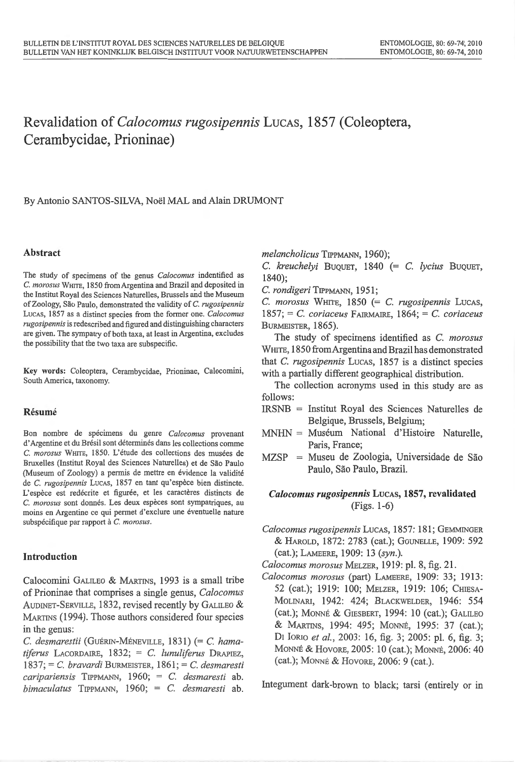# Revalidation of *Calocomus rugosipennis* Lucas, 1857 (Coleoptera, Cerambycidae, Prioninae)

By Antonio SANTOS-SILVA, Noël MAL and Alain DRUMONT

## Abstract

The study of specimens of the genus *Calocomus* indentified as *C. morosus* White, 1850 from Argentina and Brazil and deposited in the Institut Royal des Sciences Naturelles, Brussels and the Museum of Zoology, São Paulo, demonstrated the validity of *C. rugosipennis* Lucas, 1857 as a distinct species from the former one. *Calocomus rugosipennis* is redescribed and figured and distinguishing characters are given. The sympatry of both taxa, at least in Argentina, excludes the possibility that the two taxa are subspecific.

**Key words:** Coleoptera, Cerambycidae, Prioninae, Calocomini, South America, taxonomy.

## Résumé

Bon nombre de spécimens du genre *Calocomus* provenant d'Argentine et du Brésil sont déterminés dans les collections comme *C. morosus* White, 1850. L'étude des collections des musées de Bruxelles (Institut Royal des Sciences Naturelles) et de São Paulo (Museum of Zoology) a permis de mettre en évidence la validité de *C. rugosipennis* Lucas, 1857 en tant qu'espèce bien distincte. L'espèce est redécrite et figurée, et les caractères distincts de *C. morosus* sont donnés. Les deux espèces sont sympatriques, au moins en Argentine ce qui permet d'exclure une éventuelle nature subspécifique par rapport à *C. morosus*.

## Introduction

Calocomini Galileo & Martins, 1993 is a small tribe of Prioninae that comprises a single genus, *Calocomus* Audinet-Serville, 1832, revised recently by Galileo & Martins (1994). Those authors considered four species in the genus:

*C. desmarestii* (Guérin-Méneville, 1831) (= *C. hamatiferus* Lacordaire, 1832; = *C. lunuliferus* Drapiez, 1837; = *C. bravardi* Burmeister, 1861; = *C. desmaresti cariparienis* Tippmann, 1960; = *C. desmaresti* ab. *bimaculatus* Tippmann, 1960; = *C. desmaresti* ab. *melancholicus* Tippmann, 1960);

*C. kreuchelyi* Buquet, 1840 (= *C. lycius* Buquet, 1840);

*C. rondigeri* Tippmann, 1951;

*C. morosus* White, 1850 (= *C. rugosipennis* Lucas, 1857; = *C. coriaceus* Fairmaire, 1864; = *C. coriaceus* Burmeister, 1865).

The study of specimens identified as *C. morosus* White, 1850 from Argentina and Brazil has demonstrated that *C. rugosipennis* Lucas, 1857 is a distinct species with a partially different geographical distribution.

The collection acronyms used in this study are as follows:

- IRSNB = Institut Royal des Sciences Naturelles de Belgique, Brussels, Belgium;
- MNHN = Muséum National d'Histoire Naturelle, Paris, France;
- MZSP = Museu de Zoologia, Universidade de São Paulo, São Paulo, Brazil.

### *Calocomus rugosipennis* Lucas, 1857, revalidated
(Figs. 1-6)

*Calocomus rugosipennis* Lucas, 1857: 181; Gemminger & Harold, 1872: 2783 (cat.); Gounelle, 1909: 592 (cat.); Lameere, 1909: 13 (*syn.*).

*Calocomus morosus* Melzer, 1919: pl. 8, fig. 21.

*Calocomus morosus* (part) Lameere, 1909: 33; 1913: 52 (cat.); 1919: 100; Melzer, 1919: 106; Chiesa-Molinari, 1942: 424; Blackwelder, 1946: 554 (cat.); Monné & Giesbert, 1994: 10 (cat.); Galileo & Martins, 1994: 495; Monné, 1995: 37 (cat.); Di Iorio *et al.*, 2003: 16, fig. 3; 2005: pl. 6, fig. 3; Monné & Hovore, 2005: 10 (cat.); Monné, 2006: 40 (cat.); Monné & Hovore, 2006: 9 (cat.).

Integument dark-brown to black; tarsi (entirely or in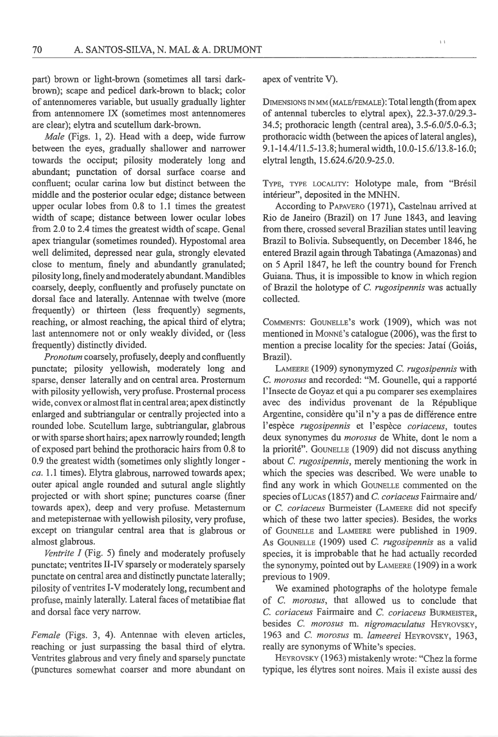part) brown or light-brown (sometimes all tarsi dark-brown); scape and pedicel dark-brown to black; color of antennomeres variable, but usually gradually lighter from antennomere IX (sometimes most antennomeres are clear); elytra and scutellum dark-brown.

*Male* (Figs. 1, 2). Head with a deep, wide furrow between the eyes, gradually shallower and narrower towards the occiput; pilosity moderately long and abundant; punctation of dorsal surface coarse and confluent; ocular carina low but distinct between the middle and the posterior ocular edge; distance between upper ocular lobes from 0.8 to 1.1 times the greatest width of scape; distance between lower ocular lobes from 2.0 to 2.4 times the greatest width of scape. Genal apex triangular (sometimes rounded). Hypostomal area well delimited, depressed near gula, strongly elevated close to mentum, finely and abundantly granulated; pilosity long, finely and moderately abundant. Mandibles coarsely, deeply, confluently and profusely punctate on dorsal face and laterally. Antennae with twelve (more frequently) or thirteen (less frequently) segments, reaching, or almost reaching, the apical third of elytra; last antennomere not or only weakly divided, or (less frequently) distinctly divided.

*Pronotum* coarsely, profusely, deeply and confluently punctate; pilosity yellowish, moderately long and sparse, denser laterally and on central area. Prosternum with pilosity yellowish, very profuse. Prosternal process wide, convex or almost flat in central area; apex distinctly enlarged and subtriangular or centrally projected into a rounded lobe. Scutellum large, subtriangular, glabrous or with sparse short hairs; apex narrowly rounded; length of exposed part behind the prothoracic hairs from 0.8 to 0.9 the greatest width (sometimes only slightly longer - *ca.* 1.1 times). Elytra glabrous, narrowed towards apex; outer apical angle rounded and sutural angle slightly projected or with short spine; punctures coarse (finer towards apex), deep and very profuse. Metasternum and metepisternae with yellowish pilosity, very profuse, except on triangular central area that is glabrous or almost glabrous.

*Ventrite I* (Fig. 5) finely and moderately profusely punctate; ventrites II-IV sparsely or moderately sparsely punctate on central area and distinctly punctate laterally; pilosity of ventrites I-V moderately long, recumbent and profuse, mainly laterally. Lateral faces of metatibiae flat and dorsal face very narrow.

*Female* (Figs. 3, 4). Antennae with eleven articles, reaching or just surpassing the basal third of elytra. Ventrites glabrous and very finely and sparsely punctate (punctures somewhat coarser and more abundant on apex of ventrite V).

DIMENSIONS IN MM (MALE/FEMALE): Total length (from apex of antennal tubercles to elytral apex), 22.3-37.0/29.3-34.5; prothoracic length (central area), 3.5-6.0/5.0-6.3; prothoracic width (between the apices of lateral angles), 9.1-14.4/11.5-13.8; humeral width, 10.0-15.6/13.8-16.0; elytral length, 15.624.6/20.9-25.0.

TYPE, TYPE LOCALITY: Holotype male, from "Brésil intérieur", deposited in the MNHN.

According to PAPAVERO (1971), Castelnau arrived at Rio de Janeiro (Brazil) on 17 June 1843, and leaving from there, crossed several Brazilian states until leaving Brazil to Bolivia. Subsequently, on December 1846, he entered Brazil again through Tabatinga (Amazonas) and on 5 April 1847, he left the country bound for French Guiana. Thus, it is impossible to know in which region of Brazil the holotype of *C. rugosipennis* was actually collected.

COMMENTS: GOUNELLE's work (1909), which was not mentioned in MONNÉ's catalogue (2006), was the first to mention a precise locality for the species: Jataí (Goiás, Brazil).

LAMEERE (1909) synonymyzed *C. rugosipennis* with *C. morosus* and recorded: "M. Gounelle, qui a rapporté l'Insecte de Goyaz et qui a pu comparer ses exemplaires avec des individus provenant de la République Argentine, considère qu'il n'y a pas de différence entre l'espèce *rugosipennis* et l'espèce *coriaceus*, toutes deux synonymes du *morosus* de White, dont le nom a la priorité". GOUNELLE (1909) did not discuss anything about *C. rugosipennis*, merely mentioning the work in which the species was described. We were unable to find any work in which GOUNELLE commented on the species of LUCAS (1857) and *C. coriaceus* Fairmaire and/or *C. coriaceus* Burmeister (LAMEERE did not specify which of these two latter species). Besides, the works of GOUNELLE and LAMEERE were published in 1909. As GOUNELLE (1909) used *C. rugosipennis* as a valid species, it is improbable that he had actually recorded the synonymy, pointed out by LAMEERE (1909) in a work previous to 1909.

We examined photographs of the holotype female of *C. morosus*, that allowed us to conclude that *C. coriaceus* Fairmaire and *C. coriaceus* BURMEISTER, besides *C. morosus* m. *nigromaculatus* HEYROVSKY, 1963 and *C. morosus* m. *lameerei* HEYROVSKY, 1963, really are synonyms of White's species.

HEYROVSKY (1963) mistakenly wrote: "Chez la forme typique, les élytres sont noires. Mais il existe aussi des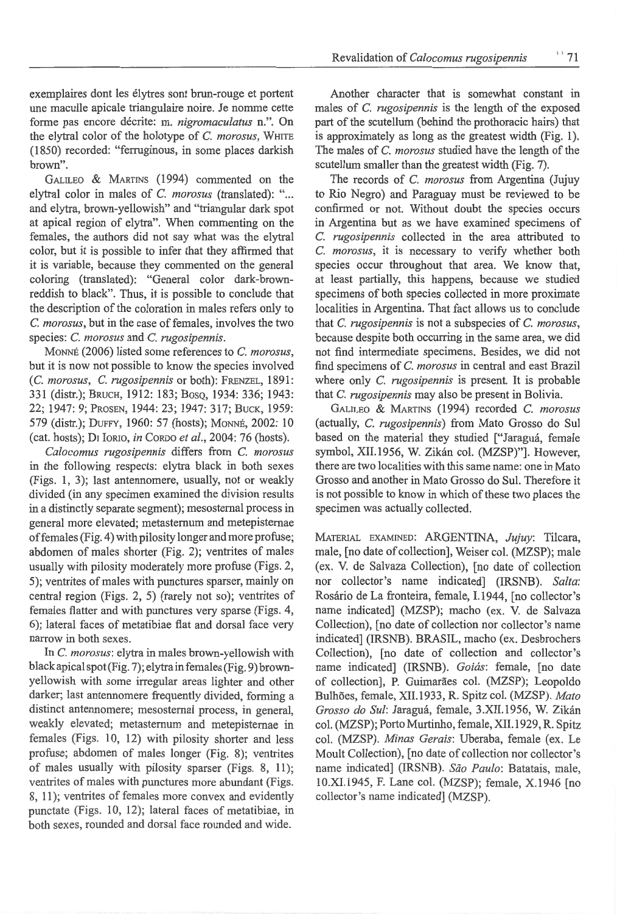exemplaires dont les élytres sont brun-rouge et portent une maculle apicale triangulaire noire. Je nomme cette forme pas encore décrite: m. *nigromaculatus* n.". On the elytral color of the holotype of *C. morosus*, White (1850) recorded: "ferruginous, in some places darkish brown".

Galileo & Martins (1994) commented on the elytral color in males of *C. morosus* (translated): "... and elytra, brown-yellowish" and "triangular dark spot at apical region of elytra". When commenting on the females, the authors did not say what was the elytral color, but it is possible to infer that they affirmed that it is variable, because they commented on the general coloring (translated): "General color dark-brown-reddish to black". Thus, it is possible to conclude that the description of the coloration in males refers only to *C. morosus*, but in the case of females, involves the two species: *C. morosus* and *C. rugosipennis*.

Monné (2006) listed some references to *C. morosus*, but it is now not possible to know the species involved (*C. morosus*, *C. rugosipennis* or both): Frenzel, 1891: 331 (distr.); Bruch, 1912: 183; Bosq, 1934: 336; 1943: 22; 1947: 9; Prosen, 1944: 23; 1947: 317; Buck, 1959: 579 (distr.); Duffy, 1960: 57 (hosts); Monné, 2002: 10 (cat. hosts); Di Iorio, *in* Cordo *et al.*, 2004: 76 (hosts).

*Calocomus rugosipennis* differs from *C. morosus* in the following respects: elytra black in both sexes (Figs. 1, 3); last antennomere, usually, not or weakly divided (in any specimen examined the division results in a distinctly separate segment); mesosternal process in general more elevated; metasternum and metepisternae of females (Fig. 4) with pilosity longer and more profuse; abdomen of males shorter (Fig. 2); ventrites of males usually with pilosity moderately more profuse (Figs. 2, 5); ventrites of males with punctures sparser, mainly on central region (Figs. 2, 5) (rarely not so); ventrites of females flatter and with punctures very sparse (Figs. 4, 6); lateral faces of metatibiae flat and dorsal face very narrow in both sexes.

In *C. morosus*: elytra in males brown-yellowish with black apical spot (Fig. 7); elytra in females (Fig. 9) brown-yellowish with some irregular areas lighter and other darker; last antennomere frequently divided, forming a distinct antennomere; mesosternal process, in general, weakly elevated; metasternum and metepisternae in females (Figs. 10, 12) with pilosity shorter and less profuse; abdomen of males longer (Fig. 8); ventrites of males usually with pilosity sparser (Figs. 8, 11); ventrites of males with punctures more abundant (Figs. 8, 11); ventrites of females more convex and evidently punctate (Figs. 10, 12); lateral faces of metatibiae, in both sexes, rounded and dorsal face rounded and wide.

Another character that is somewhat constant in males of *C. rugosipennis* is the length of the exposed part of the scutellum (behind the prothoracic hairs) that is approximately as long as the greatest width (Fig. 1). The males of *C. morosus* studied have the length of the scutellum smaller than the greatest width (Fig. 7).

The records of *C. morosus* from Argentina (Jujuy to Rio Negro) and Paraguay must be reviewed to be confirmed or not. Without doubt the species occurs in Argentina but as we have examined specimens of *C. rugosipennis* collected in the area attributed to *C. morosus*, it is necessary to verify whether both species occur throughout that area. We know that, at least partially, this happens, because we studied specimens of both species collected in more proximate localities in Argentina. That fact allows us to conclude that *C. rugosipennis* is not a subspecies of *C. morosus*, because despite both occurring in the same area, we did not find intermediate specimens. Besides, we did not find specimens of *C. morosus* in central and east Brazil where only *C. rugosipennis* is present. It is probable that *C. rugosipennis* may also be present in Bolivia.

Galileo & Martins (1994) recorded *C. morosus* (actually, *C. rugosipennis*) from Mato Grosso do Sul based on the material they studied ["Jaraguá, female symbol, XII.1956, W. Zikán col. (MZSP)"]. However, there are two localities with this same name: one in Mato Grosso and another in Mato Grosso do Sul. Therefore it is not possible to know in which of these two places the specimen was actually collected.

Material examined: ARGENTINA, *Jujuy*: Tilcara, male, [no date of collection], Weiser col. (MZSP); male (ex. V. de Salvaza Collection), [no date of collection nor collector's name indicated] (IRSNB). *Salta:* Rosário de La fronteira, female, I.1944, [no collector's name indicated] (MZSP); macho (ex. V. de Salvaza Collection), [no date of collection nor collector's name indicated] (IRSNB). BRASIL, macho (ex. Desbrochers Collection), [no date of collection and collector's name indicated] (IRSNB). *Goiás*: female, [no date of collection], P. Guimarães col. (MZSP); Leopoldo Bulhões, female, XII.1933, R. Spitz col. (MZSP). *Mato Grosso do Sul*: Jaraguá, female, 3.XII.1956, W. Zikán col. (MZSP); Porto Murtinho, female, XII.1929, R. Spitz col. (MZSP). *Minas Gerais*: Uberaba, female (ex. Le Moult Collection), [no date of collection nor collector's name indicated] (IRSNB). *São Paulo*: Batatais, male, 10.XI.1945, F. Lane col. (MZSP); female, X.1946 [no collector's name indicated] (MZSP).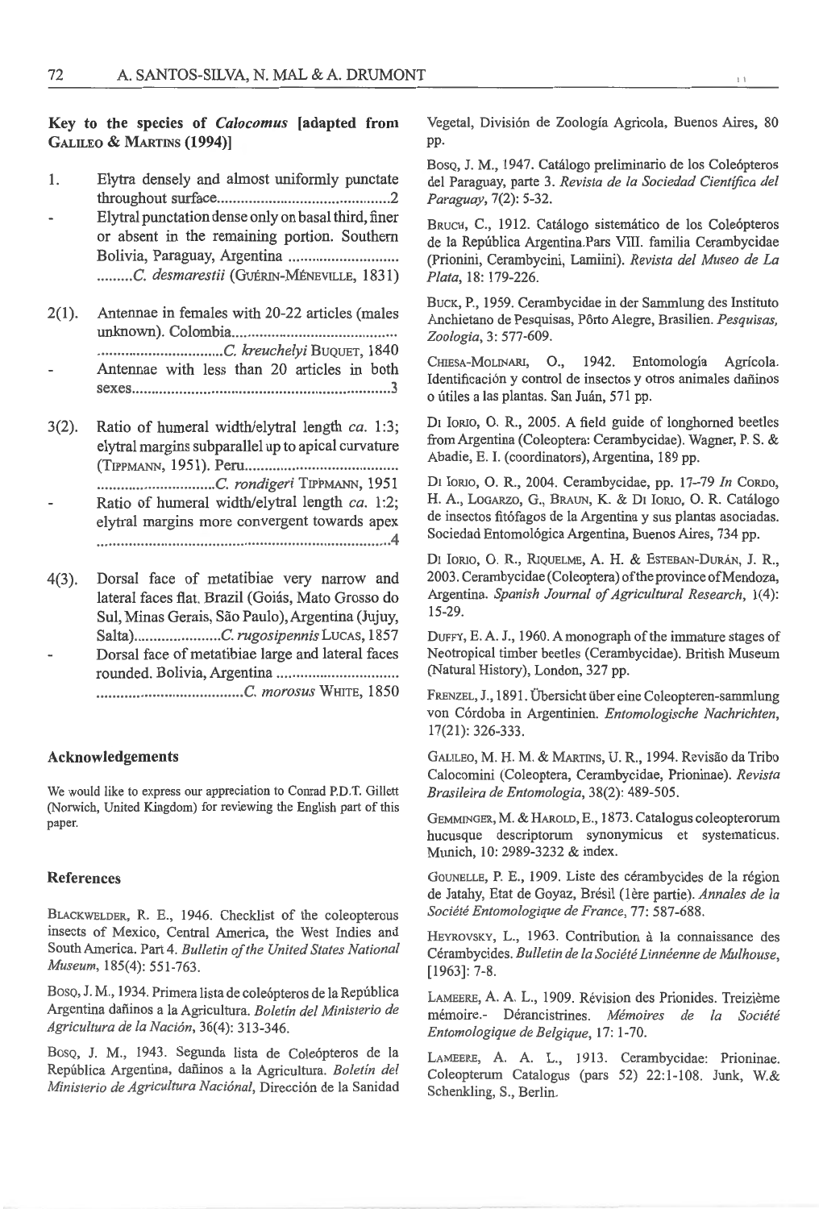### Key to the species of *Calocomus* [adapted from Galileo & Martins (1994)]

1. Elytra densely and almost uniformly punctate throughout surface............................................2
- Elytral punctation dense only on basal third, finer or absent in the remaining portion. Southern Bolivia, Paraguay, Argentina ............................ .........*C. desmarestii* (Guérin-Méneville, 1831)

2(1). Antennae in females with 20-22 articles (males unknown). Colombia......................................... ................................*C. kreuchelyi* Buquet, 1840
- Antennae with less than 20 articles in both sexes..................................................................3

3(2). Ratio of humeral width/elytral length *ca.* 1:3; elytral margins subparallel up to apical curvature (Tippmann, 1951). Peru...................................... ..............................*C. rondigeri* Tippmann, 1951
- Ratio of humeral width/elytral length *ca.* 1:2; elytral margins more convergent towards apex ..........................................................................4

4(3). Dorsal face of metatibiae very narrow and lateral faces flat. Brazil (Goiás, Mato Grosso do Sul, Minas Gerais, São Paulo), Argentina (Jujuy, Salta)......................*C. rugosipennis* Lucas, 1857
- Dorsal face of metatibiae large and lateral faces rounded. Bolivia, Argentina .............................. ....................................*C. morosus* White, 1850

## Acknowledgements

We would like to express our appreciation to Conrad P.D.T. Gillett (Norwich, United Kingdom) for reviewing the English part of this paper.

## References

Blackwelder, R. E., 1946. Checklist of the coleopterous insects of Mexico, Central America, the West Indies and South America. Part 4. *Bulletin of the United States National Museum*, 185(4): 551-763.

Bosq, J. M., 1934. Primera lista de coleópteros de la República Argentina dañinos a la Agricultura. *Boletín del Ministerio de Agricultura de la Nación*, 36(4): 313-346.

Bosq, J. M., 1943. Segunda lista de Coleópteros de la República Argentina, dañinos a la Agricultura. *Boletín del Ministerio de Agricultura Naciónal*, Dirección de la Sanidad Vegetal, División de Zoología Agricola, Buenos Aires, 80 pp.

Bosq, J. M., 1947. Catálogo preliminario de los Coleópteros del Paraguay, parte 3. *Revista de la Sociedad Científica del Paraguay*, 7(2): 5-32.

Bruch, C., 1912. Catálogo sistemático de los Coleópteros de la República Argentina.Pars VIII. familia Cerambycidae (Prionini, Cerambycini, Lamiini). *Revista del Museo de La Plata*, 18: 179-226.

Buck, P., 1959. Cerambycidae in der Sammlung des Instituto Anchietano de Pesquisas, Pôrto Alegre, Brasilien. *Pesquisas, Zoologia*, 3: 577-609.

Chiesa-Molinari, O., 1942. Entomología Agrícola. Identificación y control de insectos y otros animales dañinos o útiles a las plantas. San Juán, 571 pp.

Di Iorio, O. R., 2005. A field guide of longhorned beetles from Argentina (Coleoptera: Cerambycidae). Wagner, P. S. & Abadie, E. I. (coordinators), Argentina, 189 pp.

Di Iorio, O. R., 2004. Cerambycidae, pp. 17–79 *In* Cordo, H. A., Logarzo, G., Braun, K. & Di Iorio, O. R. Catálogo de insectos fitófagos de la Argentina y sus plantas asociadas. Sociedad Entomológica Argentina, Buenos Aires, 734 pp.

Di Iorio, O. R., Riquelme, A. H. & Esteban-Durán, J. R., 2003. Cerambycidae (Coleoptera) of the province of Mendoza, Argentina. *Spanish Journal of Agricultural Research*, 1(4): 15-29.

Duffy, E. A. J., 1960. A monograph of the immature stages of Neotropical timber beetles (Cerambycidae). British Museum (Natural History), London, 327 pp.

Frenzel, J., 1891. Übersicht über eine Coleopteren-sammlung von Córdoba in Argentinien. *Entomologische Nachrichten*, 17(21): 326-333.

Galileo, M. H. M. & Martins, U. R., 1994. Revisão da Tribo Calocomini (Coleoptera, Cerambycidae, Prioninae). *Revista Brasileira de Entomologia*, 38(2): 489-505.

Gemminger, M. & Harold, E., 1873. Catalogus coleopterorum hucusque descriptorum synonymicus et systematicus. Munich, 10: 2989-3232 & index.

Gounelle, P. E., 1909. Liste des cérambycides de la région de Jatahy, Etat de Goyaz, Brésil (1ère partie). *Annales de la Société Entomologique de France*, 77: 587-688.

Heyrovsky, L., 1963. Contribution à la connaissance des Cérambycides. *Bulletin de la Société Linnéenne de Mulhouse*, [1963]: 7-8.

Lameere, A. A. L., 1909. Révision des Prionides. Treizième mémoire.- Dérancistrines. *Mémoires de la Société Entomologique de Belgique*, 17: 1-70.

Lameere, A. A. L., 1913. Cerambycidae: Prioninae. Coleopterum Catalogus (pars 52) 22:1-108. Junk, W.& Schenkling, S., Berlin.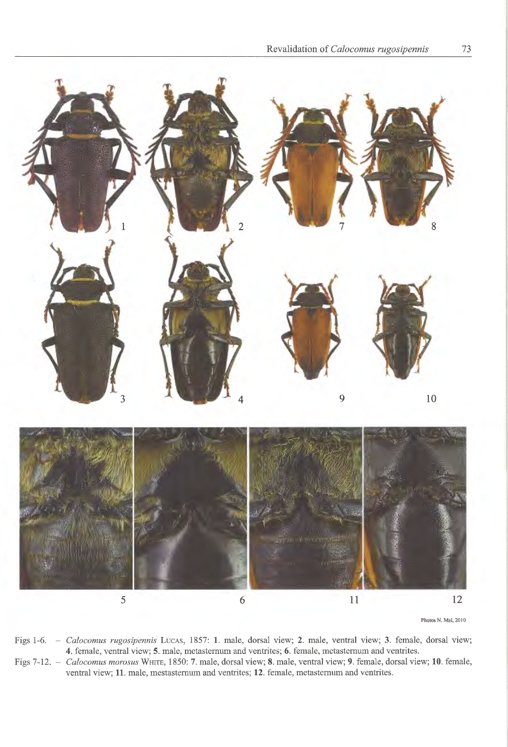Photos N. Mal, 2010

Figs 1-6. – *Calocomus rugosipennis* LUCAS, 1857: **1**. male, dorsal view; **2**. male, ventral view; **3**. female, dorsal view; **4**. female, ventral view; **5**. male, metasternum and ventrites; **6**. female, metasternum and ventrites.

Figs 7-12. – *Calocomus morosus* WHITE, 1850: **7**. male, dorsal view; **8**. male, ventral view; **9**. female, dorsal view; **10**. female, ventral view; **11**. male, mestasternum and ventrites; **12**. female, metasternum and ventrites.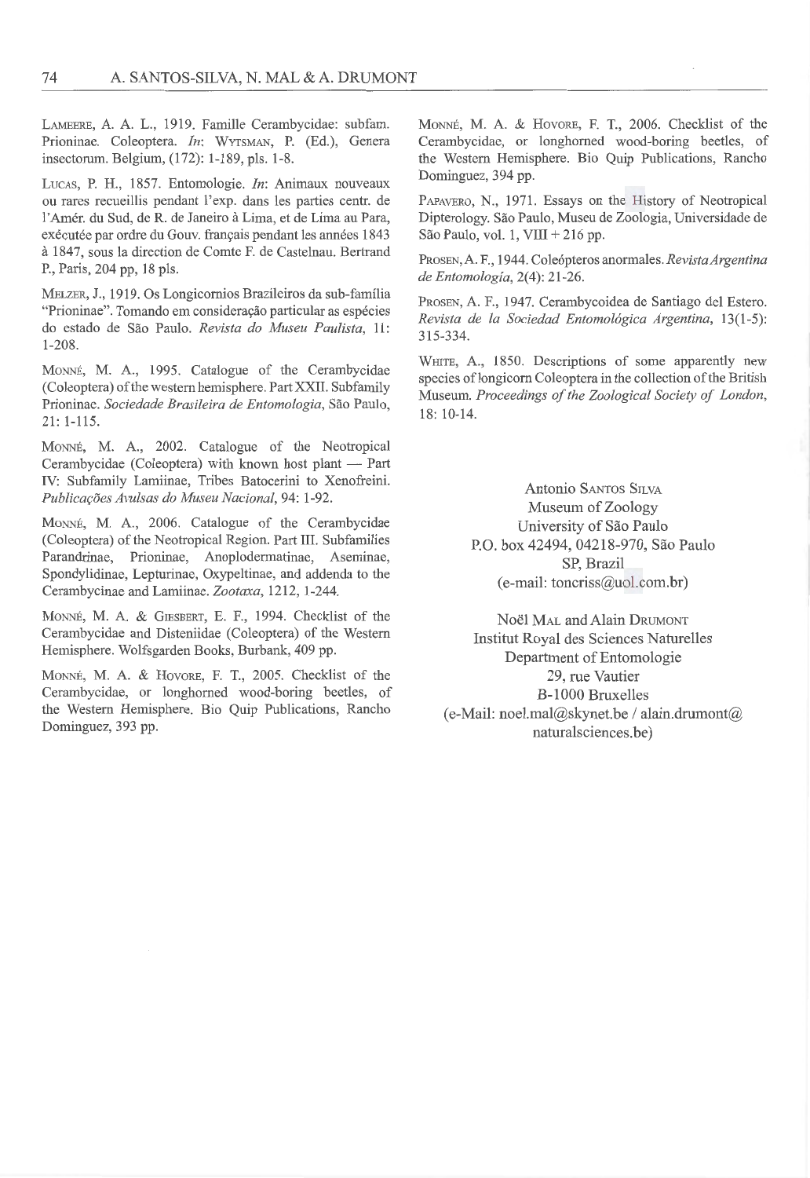LAMEERE, A. A. L., 1919. Famille Cerambycidae: subfam. Prioninae. Coleoptera. *In*: WYTSMAN, P. (Ed.), Genera insectorum. Belgium, (172): 1-189, pls. 1-8.

LUCAS, P. H., 1857. Entomologie. *In*: Animaux nouveaux ou rares recueillis pendant l'exp. dans les parties centr. de l'Amér. du Sud, de R. de Janeiro à Lima, et de Lima au Para, exécutée par ordre du Gouv. français pendant les années 1843 à 1847, sous la direction de Comte F. de Castelnau. Bertrand P., Paris, 204 pp, 18 pls.

MELZER, J., 1919. Os Longicornios Brazileiros da sub-família "Prioninae". Tomando em consideração particular as espécies do estado de São Paulo. *Revista do Museu Paulista*, 11: 1-208.

MONNÉ, M. A., 1995. Catalogue of the Cerambycidae (Coleoptera) of the western hemisphere. Part XXII. Subfamily Prioninae. *Sociedade Brasileira de Entomologia*, São Paulo, 21: 1-115.

MONNÉ, M. A., 2002. Catalogue of the Neotropical Cerambycidae (Coleoptera) with known host plant — Part IV: Subfamily Lamiinae, Tribes Batocerini to Xenofreini. *Publicações Avulsas do Museu Nacional*, 94: 1-92.

MONNÉ, M. A., 2006. Catalogue of the Cerambycidae (Coleoptera) of the Neotropical Region. Part III. Subfamilies Parandrinae, Prioninae, Anoplodermatinae, Aseminae, Spondylidinae, Lepturinae, Oxypeltinae, and addenda to the Cerambycinae and Lamiinae. *Zootaxa*, 1212, 1-244.

MONNÉ, M. A. & GIESBERT, E. F., 1994. Checklist of the Cerambycidae and Disteniidae (Coleoptera) of the Western Hemisphere. Wolfsgarden Books, Burbank, 409 pp.

MONNÉ, M. A. & HOVORE, F. T., 2005. Checklist of the Cerambycidae, or longhorned wood-boring beetles, of the Western Hemisphere. Bio Quip Publications, Rancho Dominguez, 393 pp.

MONNÉ, M. A. & HOVORE, F. T., 2006. Checklist of the Cerambycidae, or longhorned wood-boring beetles, of the Western Hemisphere. Bio Quip Publications, Rancho Dominguez, 394 pp.

PAPAVERO, N., 1971. Essays on the History of Neotropical Dipterology. São Paulo, Museu de Zoologia, Universidade de São Paulo, vol. 1, VIII + 216 pp.

PROSEN, A. F., 1944. Coleópteros anormales. *Revista Argentina de Entomología*, 2(4): 21-26.

PROSEN, A. F., 1947. Cerambycoidea de Santiago del Estero. *Revista de la Sociedad Entomológica Argentina*, 13(1-5): 315-334.

WHITE, A., 1850. Descriptions of some apparently new species of longicorn Coleoptera in the collection of the British Museum. *Proceedings of the Zoological Society of London*, 18: 10-14.

Antonio SANTOS SILVA
Museum of Zoology
University of São Paulo
P.O. box 42494, 04218-970, São Paulo
SP, Brazil
(e-mail: toncriss@uol.com.br)

Noël MAL and Alain DRUMONT
Institut Royal des Sciences Naturelles
Department of Entomologie
29, rue Vautier
B-1000 Bruxelles
(e-Mail: noel.mal@skynet.be / alain.drumont@naturalsciences.be)